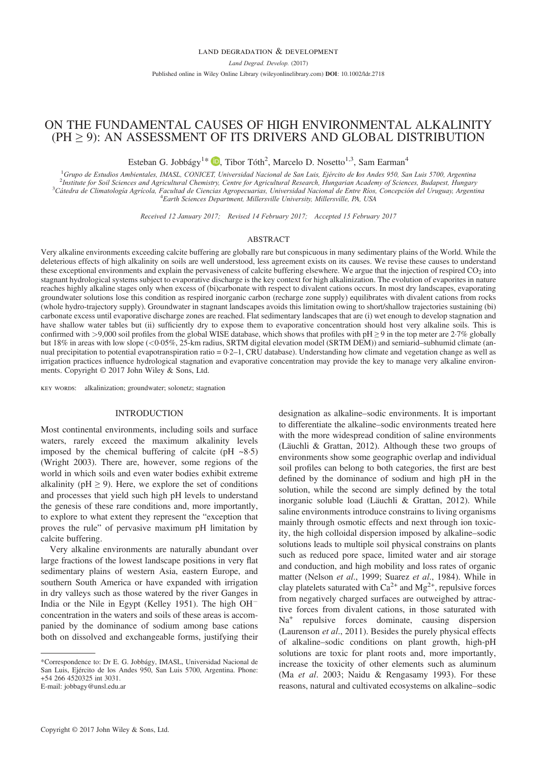LAND DEGRADATION & DEVELOPMENT

*Land Degrad. Develop.* (2017)

Published online in Wiley Online Library (wileyonlinelibrary.com) **DOI**: 10.1002/ldr.2718

# ON THE FUNDAMENTAL CAUSES OF HIGH ENVIRONMENTAL ALKALINITY (PH ≥ 9): AN ASSESSMENT OF ITS DRIVERS AND GLOBAL DISTRIBUTION

Esteban G. Jobbágy[1]*, Tibor Tóth[2], Marcelo D. Nosetto[1,3], Sam Earman[4]

[1]*Grupo de Estudios Ambientales, IMASL, CONICET, Universidad Nacional de San Luis, Ejército de los Andes 950, San Luis 5700, Argentina*
[2]*Institute for Soil Sciences and Agricultural Chemistry, Centre for Agricultural Research, Hungarian Academy of Sciences, Budapest, Hungary*
[3]*Cátedra de Climatología Agrícola, Facultad de Ciencias Agropecuarias, Universidad Nacional de Entre Ríos, Concepción del Uruguay, Argentina*
[4]*Earth Sciences Department, Millersville University, Millersville, PA, USA*

*Received 12 January 2017; Revised 14 February 2017; Accepted 15 February 2017*

## ABSTRACT

Very alkaline environments exceeding calcite buffering are globally rare but conspicuous in many sedimentary plains of the World. While the deleterious effects of high alkalinity on soils are well understood, less agreement exists on its causes. We revise these causes to understand these exceptional environments and explain the pervasiveness of calcite buffering elsewhere. We argue that the injection of respired $CO_2$ into stagnant hydrological systems subject to evaporative discharge is the key context for high alkalinization. The evolution of evaporites in nature reaches highly alkaline stages only when excess of (bi)carbonate with respect to divalent cations occurs. In most dry landscapes, evaporating groundwater solutions lose this condition as respired inorganic carbon (recharge zone supply) equilibrates with divalent cations from rocks (whole hydro-trajectory supply). Groundwater in stagnant landscapes avoids this limitation owing to short/shallow trajectories sustaining (bi) carbonate excess until evaporative discharge zones are reached. Flat sedimentary landscapes that are (i) wet enough to develop stagnation and have shallow water tables but (ii) sufficiently dry to expose them to evaporative concentration should host very alkaline soils. This is confirmed with >9,000 soil profiles from the global WISE database, which shows that profiles with pH ≥ 9 in the top meter are 2·7% globally but 18% in areas with low slope (<0·05%, 25-km radius, SRTM digital elevation model (SRTM DEM)) and semiarid–subhumid climate (annual precipitation to potential evapotranspiration ratio = 0·2–1, CRU database). Understanding how climate and vegetation change as well as irrigation practices influence hydrological stagnation and evaporative concentration may provide the key to manage very alkaline environments. Copyright © 2017 John Wiley & Sons, Ltd.

KEY WORDS: alkalinization; groundwater; solonetz; stagnation

## INTRODUCTION

Most continental environments, including soils and surface waters, rarely exceed the maximum alkalinity levels imposed by the chemical buffering of calcite (pH ~8·5) (Wright 2003). There are, however, some regions of the world in which soils and even water bodies exhibit extreme alkalinity (pH ≥ 9). Here, we explore the set of conditions and processes that yield such high pH levels to understand the genesis of these rare conditions and, more importantly, to explore to what extent they represent the "exception that proves the rule" of pervasive maximum pH limitation by calcite buffering.

Very alkaline environments are naturally abundant over large fractions of the lowest landscape positions in very flat sedimentary plains of western Asia, eastern Europe, and southern South America or have expanded with irrigation in dry valleys such as those watered by the river Ganges in India or the Nile in Egypt (Kelley 1951). The high $OH^-$ concentration in the waters and soils of these areas is accompanied by the dominance of sodium among base cations both on dissolved and exchangeable forms, justifying their designation as alkaline–sodic environments. It is important to differentiate the alkaline–sodic environments treated here with the more widespread condition of saline environments (Läuchli & Grattan, 2012). Although these two groups of environments show some geographic overlap and individual soil profiles can belong to both categories, the first are best defined by the dominance of sodium and high pH in the solution, while the second are simply defined by the total inorganic soluble load (Läuchli & Grattan, 2012). While saline environments introduce constrains to living organisms mainly through osmotic effects and next through ion toxicity, the high colloidal dispersion imposed by alkaline–sodic solutions leads to multiple soil physical constrains on plants such as reduced pore space, limited water and air storage and conduction, and high mobility and loss rates of organic matter (Nelson *et al*., 1999; Suarez *et al*., 1984). While in clay platelets saturated with $Ca^{2+}$ and $Mg^{2+}$, repulsive forces from negatively charged surfaces are outweighed by attractive forces from divalent cations, in those saturated with $Na^+$ repulsive forces dominate, causing dispersion (Laurenson *et al*., 2011). Besides the purely physical effects of alkaline–sodic conditions on plant growth, high-pH solutions are toxic for plant roots and, more importantly, increase the toxicity of other elements such as aluminum (Ma *et al*. 2003; Naidu & Rengasamy 1993). For these reasons, natural and cultivated ecosystems on alkaline–sodic

---

*Correspondence to: Dr E. G. Jobbágy, IMASL, Universidad Nacional de San Luis, Ejército de los Andes 950, San Luis 5700, Argentina. Phone: +54 266 4520325 int 3031.
E-mail: jobbagy@unsl.edu.ar

Copyright © 2017 John Wiley & Sons, Ltd.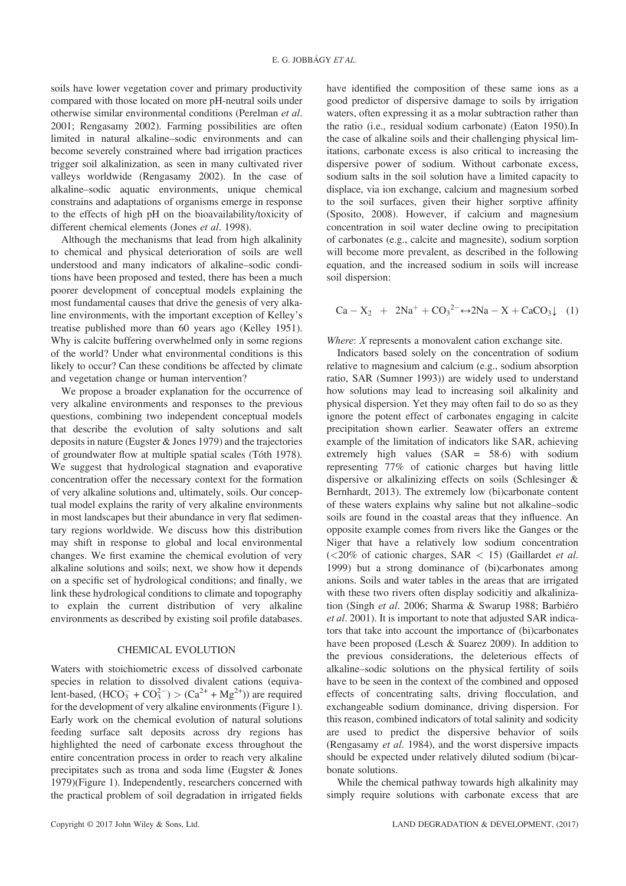soils have lower vegetation cover and primary productivity compared with those located on more pH-neutral soils under otherwise similar environmental conditions (Perelman *et al*. 2001; Rengasamy 2002). Farming possibilities are often limited in natural alkaline–sodic environments and can become severely constrained where bad irrigation practices trigger soil alkalinization, as seen in many cultivated river valleys worldwide (Rengasamy 2002). In the case of alkaline–sodic aquatic environments, unique chemical constrains and adaptations of organisms emerge in response to the effects of high pH on the bioavailability/toxicity of different chemical elements (Jones *et al*. 1998).

Although the mechanisms that lead from high alkalinity to chemical and physical deterioration of soils are well understood and many indicators of alkaline–sodic conditions have been proposed and tested, there has been a much poorer development of conceptual models explaining the most fundamental causes that drive the genesis of very alkaline environments, with the important exception of Kelley's treatise published more than 60 years ago (Kelley 1951). Why is calcite buffering overwhelmed only in some regions of the world? Under what environmental conditions is this likely to occur? Can these conditions be affected by climate and vegetation change or human intervention?

We propose a broader explanation for the occurrence of very alkaline environments and responses to the previous questions, combining two independent conceptual models that describe the evolution of salty solutions and salt deposits in nature (Eugster & Jones 1979) and the trajectories of groundwater flow at multiple spatial scales (Tóth 1978). We suggest that hydrological stagnation and evaporative concentration offer the necessary context for the formation of very alkaline solutions and, ultimately, soils. Our conceptual model explains the rarity of very alkaline environments in most landscapes but their abundance in very flat sedimentary regions worldwide. We discuss how this distribution may shift in response to global and local environmental changes. We first examine the chemical evolution of very alkaline solutions and soils; next, we show how it depends on a specific set of hydrological conditions; and finally, we link these hydrological conditions to climate and topography to explain the current distribution of very alkaline environments as described by existing soil profile databases.

## CHEMICAL EVOLUTION

Waters with stoichiometric excess of dissolved carbonate species in relation to dissolved divalent cations (equivalent-based, $(HCO_3^- + CO_3^{2-}) > (Ca^{2+} + Mg^{2+})$) are required for the development of very alkaline environments (Figure 1). Early work on the chemical evolution of natural solutions feeding surface salt deposits across dry regions has highlighted the need of carbonate excess throughout the entire concentration process in order to reach very alkaline precipitates such as trona and soda lime (Eugster & Jones 1979)(Figure 1). Independently, researchers concerned with the practical problem of soil degradation in irrigated fields have identified the composition of these same ions as a good predictor of dispersive damage to soils by irrigation waters, often expressing it as a molar subtraction rather than the ratio (i.e., residual sodium carbonate) (Eaton 1950).In the case of alkaline soils and their challenging physical limitations, carbonate excess is also critical to increasing the dispersive power of sodium. Without carbonate excess, sodium salts in the soil solution have a limited capacity to displace, via ion exchange, calcium and magnesium sorbed to the soil surfaces, given their higher sorptive affinity (Sposito, 2008). However, if calcium and magnesium concentration in soil water decline owing to precipitation of carbonates (e.g., calcite and magnesite), sodium sorption will become more prevalent, as described in the following equation, and the increased sodium in soils will increase soil dispersion:

$$Ca - X_2 \;\; + \;\; 2Na^+ + CO_3^{2-} \leftrightarrow 2Na - X + CaCO_3\downarrow \quad (1)$$

*Where*: *X* represents a monovalent cation exchange site.

Indicators based solely on the concentration of sodium relative to magnesium and calcium (e.g., sodium absorption ratio, SAR (Sumner 1993)) are widely used to understand how solutions may lead to increasing soil alkalinity and physical dispersion. Yet they may often fail to do so as they ignore the potent effect of carbonates engaging in calcite precipitation shown earlier. Seawater offers an extreme example of the limitation of indicators like SAR, achieving extremely high values (SAR = 58·6) with sodium representing 77% of cationic charges but having little dispersive or alkalinizing effects on soils (Schlesinger & Bernhardt, 2013). The extremely low (bi)carbonate content of these waters explains why saline but not alkaline–sodic soils are found in the coastal areas that they influence. An opposite example comes from rivers like the Ganges or the Niger that have a relatively low sodium concentration (<20% of cationic charges, SAR < 15) (Gaillardet *et al*. 1999) but a strong dominance of (bi)carbonates among anions. Soils and water tables in the areas that are irrigated with these two rivers often display sodicitiy and alkalinization (Singh *et al*. 2006; Sharma & Swarup 1988; Barbiéro *et al*. 2001). It is important to note that adjusted SAR indicators that take into account the importance of (bi)carbonates have been proposed (Lesch & Suarez 2009). In addition to the previous considerations, the deleterious effects of alkaline–sodic solutions on the physical fertility of soils have to be seen in the context of the combined and opposed effects of concentrating salts, driving flocculation, and exchangeable sodium dominance, driving dispersion. For this reason, combined indicators of total salinity and sodicity are used to predict the dispersive behavior of soils (Rengasamy *et al*. 1984), and the worst dispersive impacts should be expected under relatively diluted sodium (bi)carbonate solutions.

While the chemical pathway towards high alkalinity may simply require solutions with carbonate excess that are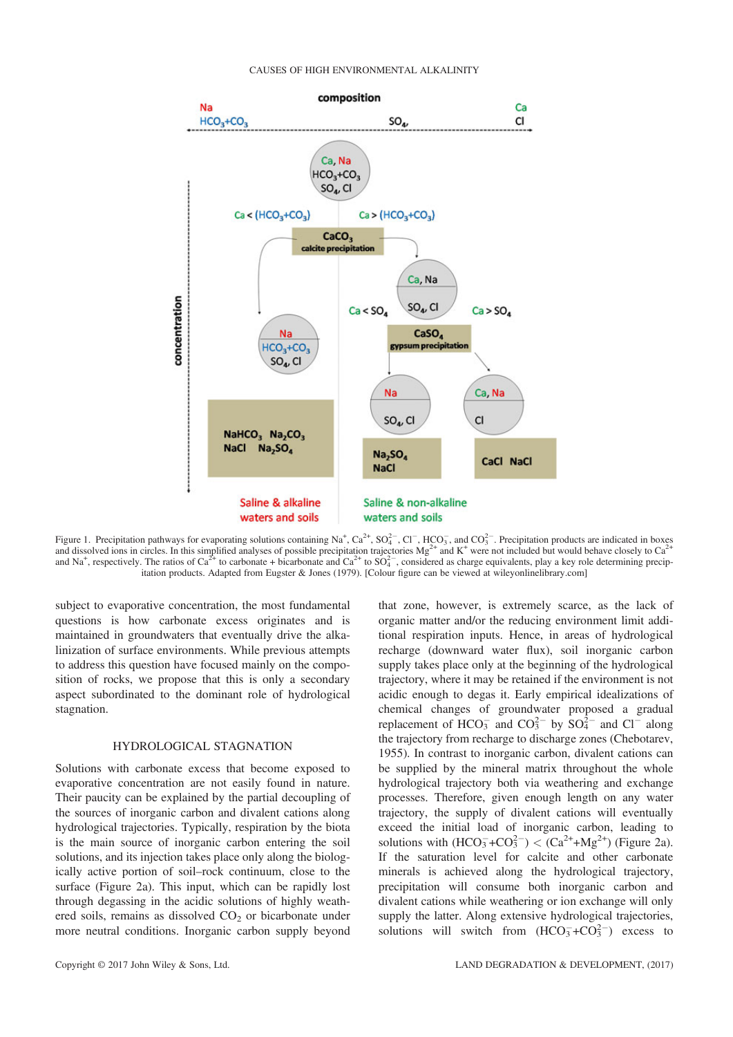Figure 1. Precipitation pathways for evaporating solutions containing $Na^+$, $Ca^{2+}$, $SO_4^{2-}$, $Cl^-$, $HCO_3^-$, and $CO_3^{2-}$. Precipitation products are indicated in boxes and dissolved ions in circles. In this simplified analyses of possible precipitation trajectories $Mg^{2+}$ and $K^+$ were not included but would behave closely to $Ca^{2+}$ and $Na^+$, respectively. The ratios of $Ca^{2+}$ to carbonate + bicarbonate and $Ca^{2+}$ to $SO_4^{2-}$, considered as charge equivalents, play a key role determining precipitation products. Adapted from Eugster & Jones (1979). [Colour figure can be viewed at wileyonlinelibrary.com]

subject to evaporative concentration, the most fundamental questions is how carbonate excess originates and is maintained in groundwaters that eventually drive the alkalinization of surface environments. While previous attempts to address this question have focused mainly on the composition of rocks, we propose that this is only a secondary aspect subordinated to the dominant role of hydrological stagnation.

## HYDROLOGICAL STAGNATION

Solutions with carbonate excess that become exposed to evaporative concentration are not easily found in nature. Their paucity can be explained by the partial decoupling of the sources of inorganic carbon and divalent cations along hydrological trajectories. Typically, respiration by the biota is the main source of inorganic carbon entering the soil solutions, and its injection takes place only along the biologically active portion of soil–rock continuum, close to the surface (Figure 2a). This input, which can be rapidly lost through degassing in the acidic solutions of highly weathered soils, remains as dissolved $CO_2$ or bicarbonate under more neutral conditions. Inorganic carbon supply beyond that zone, however, is extremely scarce, as the lack of organic matter and/or the reducing environment limit additional respiration inputs. Hence, in areas of hydrological recharge (downward water flux), soil inorganic carbon supply takes place only at the beginning of the hydrological trajectory, where it may be retained if the environment is not acidic enough to degas it. Early empirical idealizations of chemical changes of groundwater proposed a gradual replacement of $HCO_3^-$ and $CO_3^{2-}$ by $SO_4^{2-}$ and $Cl^-$ along the trajectory from recharge to discharge zones (Chebotarev, 1955). In contrast to inorganic carbon, divalent cations can be supplied by the mineral matrix throughout the whole hydrological trajectory both via weathering and exchange processes. Therefore, given enough length on any water trajectory, the supply of divalent cations will eventually exceed the initial load of inorganic carbon, leading to solutions with ($HCO_3^-$+$CO_3^{2-}$) < ($Ca^{2+}$+$Mg^{2+}$) (Figure 2a). If the saturation level for calcite and other carbonate minerals is achieved along the hydrological trajectory, precipitation will consume both inorganic carbon and divalent cations while weathering or ion exchange will only supply the latter. Along extensive hydrological trajectories, solutions will switch from ($HCO_3^-$+$CO_3^{2-}$) excess to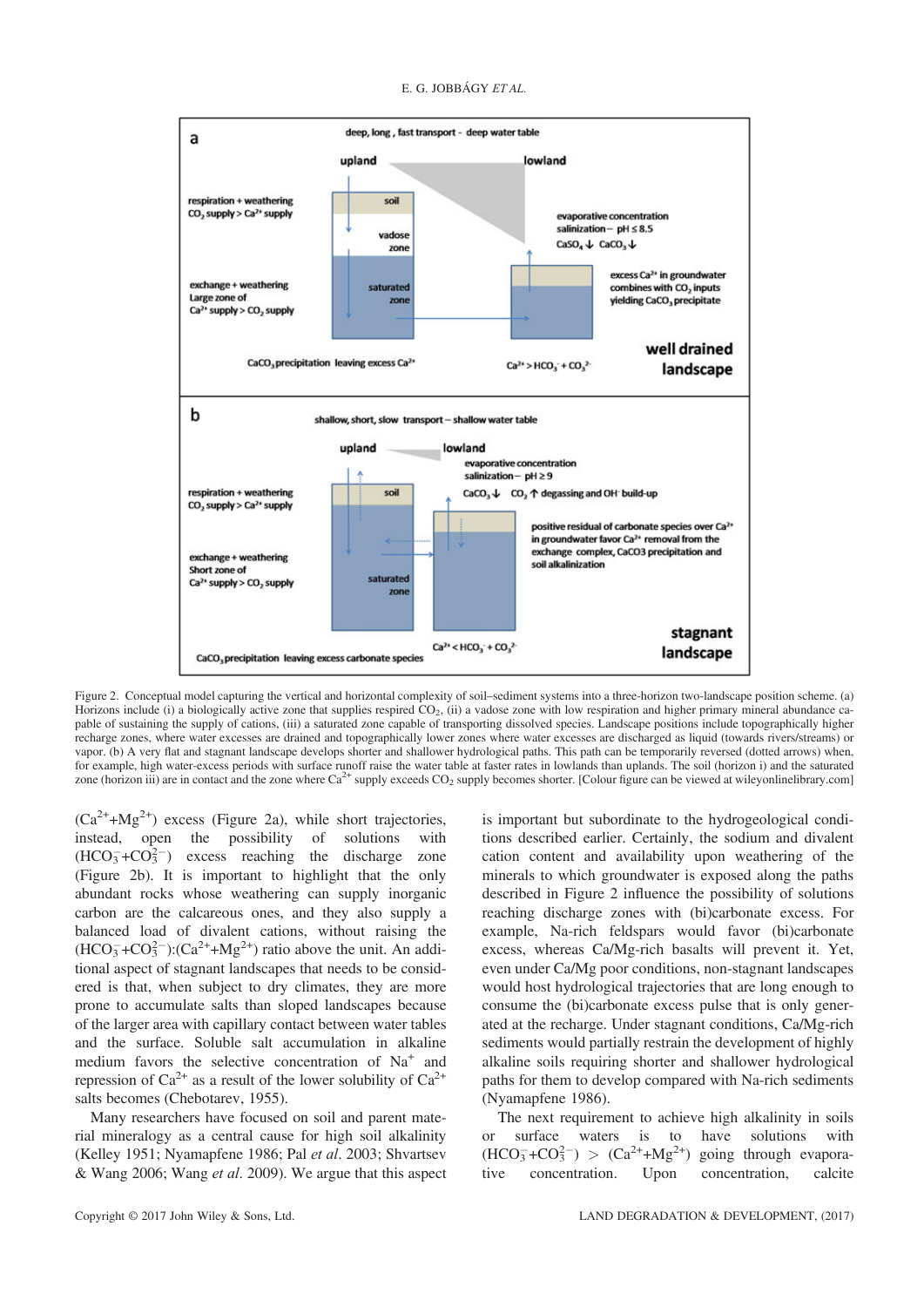Figure 2. Conceptual model capturing the vertical and horizontal complexity of soil–sediment systems into a three-horizon two-landscape position scheme. (a) Horizons include (i) a biologically active zone that supplies respired $CO_2$, (ii) a vadose zone with low respiration and higher primary mineral abundance capable of sustaining the supply of cations, (iii) a saturated zone capable of transporting dissolved species. Landscape positions include topographically higher recharge zones, where water excesses are drained and topographically lower zones where water excesses are discharged as liquid (towards rivers/streams) or vapor. (b) A very flat and stagnant landscape develops shorter and shallower hydrological paths. This path can be temporarily reversed (dotted arrows) when, for example, high water-excess periods with surface runoff raise the water table at faster rates in lowlands than uplands. The soil (horizon i) and the saturated zone (horizon iii) are in contact and the zone where $Ca^{2+}$ supply exceeds $CO_2$ supply becomes shorter. [Colour figure can be viewed at wileyonlinelibrary.com]

($Ca^{2+}$+$Mg^{2+}$) excess (Figure 2a), while short trajectories, instead, open the possibility of solutions with ($HCO_3^-$+$CO_3^{2-}$) excess reaching the discharge zone (Figure 2b). It is important to highlight that the only abundant rocks whose weathering can supply inorganic carbon are the calcareous ones, and they also supply a balanced load of divalent cations, without raising the ($HCO_3^-$+$CO_3^{2-}$):($Ca^{2+}$+$Mg^{2+}$) ratio above the unit. An additional aspect of stagnant landscapes that needs to be considered is that, when subject to dry climates, they are more prone to accumulate salts than sloped landscapes because of the larger area with capillary contact between water tables and the surface. Soluble salt accumulation in alkaline medium favors the selective concentration of $Na^+$ and repression of $Ca^{2+}$ as a result of the lower solubility of $Ca^{2+}$ salts becomes (Chebotarev, 1955).

Many researchers have focused on soil and parent material mineralogy as a central cause for high soil alkalinity (Kelley 1951; Nyamapfene 1986; Pal *et al*. 2003; Shvartsev & Wang 2006; Wang *et al*. 2009). We argue that this aspect is important but subordinate to the hydrogeological conditions described earlier. Certainly, the sodium and divalent cation content and availability upon weathering of the minerals to which groundwater is exposed along the paths described in Figure 2 influence the possibility of solutions reaching discharge zones with (bi)carbonate excess. For example, Na-rich feldspars would favor (bi)carbonate excess, whereas Ca/Mg-rich basalts will prevent it. Yet, even under Ca/Mg poor conditions, non-stagnant landscapes would host hydrological trajectories that are long enough to consume the (bi)carbonate excess pulse that is only generated at the recharge. Under stagnant conditions, Ca/Mg-rich sediments would partially restrain the development of highly alkaline soils requiring shorter and shallower hydrological paths for them to develop compared with Na-rich sediments (Nyamapfene 1986).

The next requirement to achieve high alkalinity in soils or surface waters is to have solutions with ($HCO_3^-$+$CO_3^{2-}$) > ($Ca^{2+}$+$Mg^{2+}$) going through evaporative concentration. Upon concentration, calcite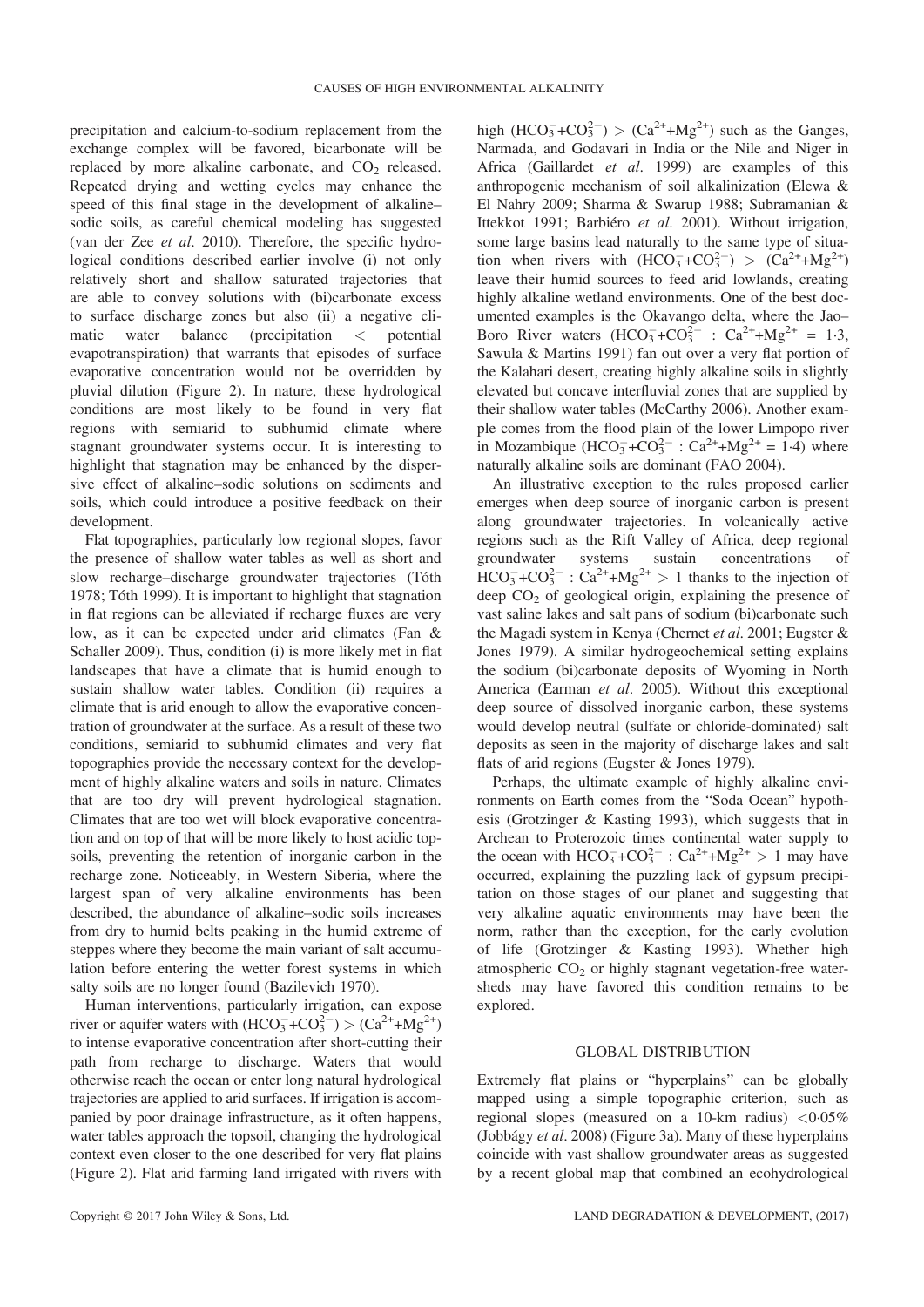precipitation and calcium-to-sodium replacement from the exchange complex will be favored, bicarbonate will be replaced by more alkaline carbonate, and $CO_2$ released. Repeated drying and wetting cycles may enhance the speed of this final stage in the development of alkaline–sodic soils, as careful chemical modeling has suggested (van der Zee *et al*. 2010). Therefore, the specific hydrological conditions described earlier involve (i) not only relatively short and shallow saturated trajectories that are able to convey solutions with (bi)carbonate excess to surface discharge zones but also (ii) a negative climatic water balance (precipitation < potential evapotranspiration) that warrants that episodes of surface evaporative concentration would not be overridden by pluvial dilution (Figure 2). In nature, these hydrological conditions are most likely to be found in very flat regions with semiarid to subhumid climate where stagnant groundwater systems occur. It is interesting to highlight that stagnation may be enhanced by the dispersive effect of alkaline–sodic solutions on sediments and soils, which could introduce a positive feedback on their development.

Flat topographies, particularly low regional slopes, favor the presence of shallow water tables as well as short and slow recharge–discharge groundwater trajectories (Tóth 1978; Tóth 1999). It is important to highlight that stagnation in flat regions can be alleviated if recharge fluxes are very low, as it can be expected under arid climates (Fan & Schaller 2009). Thus, condition (i) is more likely met in flat landscapes that have a climate that is humid enough to sustain shallow water tables. Condition (ii) requires a climate that is arid enough to allow the evaporative concentration of groundwater at the surface. As a result of these two conditions, semiarid to subhumid climates and very flat topographies provide the necessary context for the development of highly alkaline waters and soils in nature. Climates that are too dry will prevent hydrological stagnation. Climates that are too wet will block evaporative concentration and on top of that will be more likely to host acidic topsoils, preventing the retention of inorganic carbon in the recharge zone. Noticeably, in Western Siberia, where the largest span of very alkaline environments has been described, the abundance of alkaline–sodic soils increases from dry to humid belts peaking in the humid extreme of steppes where they become the main variant of salt accumulation before entering the wetter forest systems in which salty soils are no longer found (Bazilevich 1970).

Human interventions, particularly irrigation, can expose river or aquifer waters with ($HCO_3^-$+$CO_3^{2-}$) > ($Ca^{2+}$+$Mg^{2+}$) to intense evaporative concentration after short-cutting their path from recharge to discharge. Waters that would otherwise reach the ocean or enter long natural hydrological trajectories are applied to arid surfaces. If irrigation is accompanied by poor drainage infrastructure, as it often happens, water tables approach the topsoil, changing the hydrological context even closer to the one described for very flat plains (Figure 2). Flat arid farming land irrigated with rivers with high ($HCO_3^-$+$CO_3^{2-}$) > ($Ca^{2+}$+$Mg^{2+}$) such as the Ganges, Narmada, and Godavari in India or the Nile and Niger in Africa (Gaillardet *et al*. 1999) are examples of this anthropogenic mechanism of soil alkalinization (Elewa & El Nahry 2009; Sharma & Swarup 1988; Subramanian & Ittekkot 1991; Barbiéro *et al*. 2001). Without irrigation, some large basins lead naturally to the same type of situation when rivers with ($HCO_3^-$+$CO_3^{2-}$) > ($Ca^{2+}$+$Mg^{2+}$) leave their humid sources to feed arid lowlands, creating highly alkaline wetland environments. One of the best documented examples is the Okavango delta, where the Jao–Boro River waters ($HCO_3^-$+$CO_3^{2-}$ : $Ca^{2+}$+$Mg^{2+}$ = 1·3, Sawula & Martins 1991) fan out over a very flat portion of the Kalahari desert, creating highly alkaline soils in slightly elevated but concave interfluvial zones that are supplied by their shallow water tables (McCarthy 2006). Another example comes from the flood plain of the lower Limpopo river in Mozambique ($HCO_3^-$+$CO_3^{2-}$ : $Ca^{2+}$+$Mg^{2+}$ = 1·4) where naturally alkaline soils are dominant (FAO 2004).

An illustrative exception to the rules proposed earlier emerges when deep source of inorganic carbon is present along groundwater trajectories. In volcanically active regions such as the Rift Valley of Africa, deep regional groundwater systems sustain concentrations of $HCO_3^-$+$CO_3^{2-}$ : $Ca^{2+}$+$Mg^{2+}$ > 1 thanks to the injection of deep $CO_2$ of geological origin, explaining the presence of vast saline lakes and salt pans of sodium (bi)carbonate such the Magadi system in Kenya (Chernet *et al*. 2001; Eugster & Jones 1979). A similar hydrogeochemical setting explains the sodium (bi)carbonate deposits of Wyoming in North America (Earman *et al*. 2005). Without this exceptional deep source of dissolved inorganic carbon, these systems would develop neutral (sulfate or chloride-dominated) salt deposits as seen in the majority of discharge lakes and salt flats of arid regions (Eugster & Jones 1979).

Perhaps, the ultimate example of highly alkaline environments on Earth comes from the "Soda Ocean" hypothesis (Grotzinger & Kasting 1993), which suggests that in Archean to Proterozoic times continental water supply to the ocean with $HCO_3^-$+$CO_3^{2-}$ : $Ca^{2+}$+$Mg^{2+}$ > 1 may have occurred, explaining the puzzling lack of gypsum precipitation on those stages of our planet and suggesting that very alkaline aquatic environments may have been the norm, rather than the exception, for the early evolution of life (Grotzinger & Kasting 1993). Whether high atmospheric $CO_2$ or highly stagnant vegetation-free watersheds may have favored this condition remains to be explored.

## GLOBAL DISTRIBUTION

Extremely flat plains or "hyperplains" can be globally mapped using a simple topographic criterion, such as regional slopes (measured on a 10-km radius) <0·05% (Jobbágy *et al*. 2008) (Figure 3a). Many of these hyperplains coincide with vast shallow groundwater areas as suggested by a recent global map that combined an ecohydrological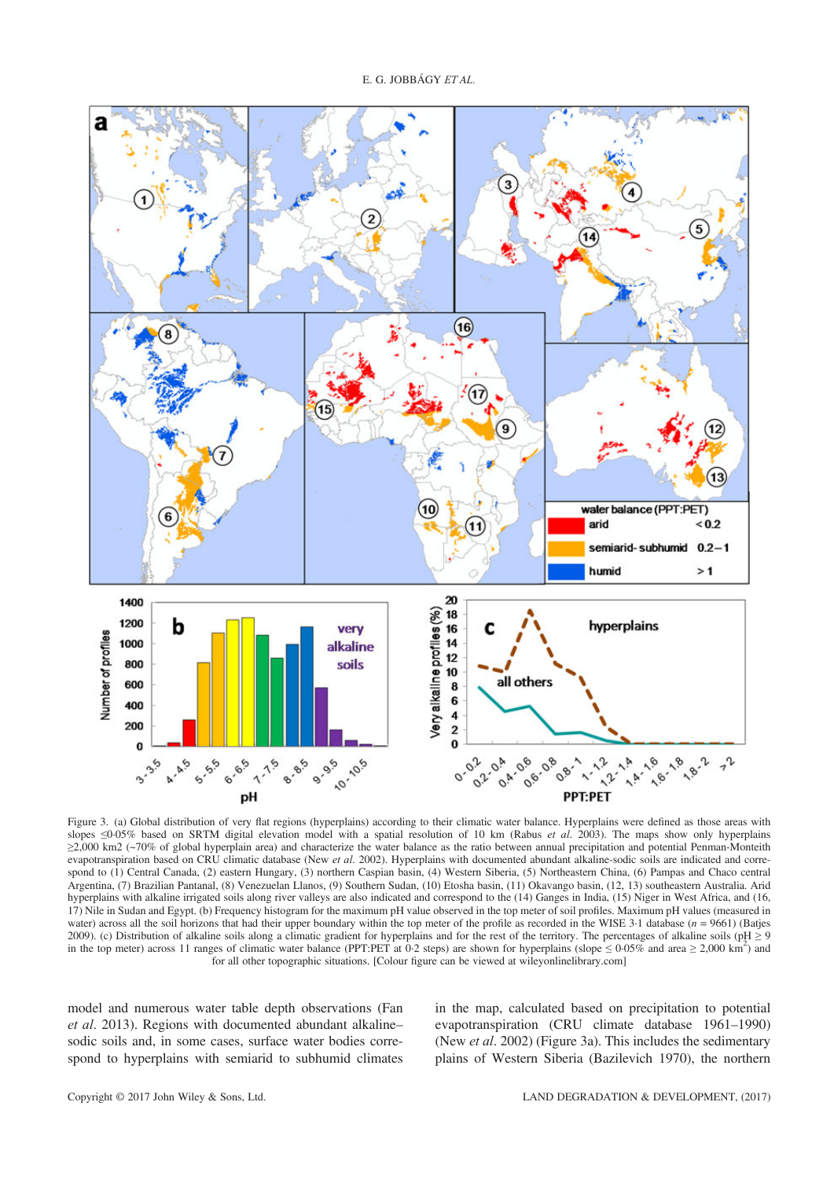Figure 3. (a) Global distribution of very flat regions (hyperplains) according to their climatic water balance. Hyperplains were defined as those areas with slopes ≤0·05% based on SRTM digital elevation model with a spatial resolution of 10 km (Rabus *et al.* 2003). The maps show only hyperplains ≥2,000 km2 (~70% of global hyperplain area) and characterize the water balance as the ratio between annual precipitation and potential Penman-Monteith evapotranspiration based on CRU climatic database (New *et al.* 2002). Hyperplains with documented abundant alkaline-sodic soils are indicated and correspond to (1) Central Canada, (2) eastern Hungary, (3) northern Caspian basin, (4) Western Siberia, (5) Northeastern China, (6) Pampas and Chaco central Argentina, (7) Brazilian Pantanal, (8) Venezuelan Llanos, (9) Southern Sudan, (10) Etosha basin, (11) Okavango basin, (12, 13) southeastern Australia. Arid hyperplains with alkaline irrigated soils along river valleys are also indicated and correspond to the (14) Ganges in India, (15) Niger in West Africa, and (16, 17) Nile in Sudan and Egypt. (b) Frequency histogram for the maximum pH value observed in the top meter of soil profiles. Maximum pH values (measured in water) across all the soil horizons that had their upper boundary within the top meter of the profile as recorded in the WISE 3·1 database ($n$ = 9661) (Batjes 2009). (c) Distribution of alkaline soils along a climatic gradient for hyperplains and for the rest of the territory. The percentages of alkaline soils (pH ≥ 9 in the top meter) across 11 ranges of climatic water balance (PPT:PET at 0·2 steps) are shown for hyperplains (slope ≤ 0·05% and area ≥ 2,000 km$^2$) and for all other topographic situations. [Colour figure can be viewed at wileyonlinelibrary.com]

model and numerous water table depth observations (Fan *et al.* 2013). Regions with documented abundant alkaline–sodic soils and, in some cases, surface water bodies correspond to hyperplains with semiarid to subhumid climates in the map, calculated based on precipitation to potential evapotranspiration (CRU climate database 1961–1990) (New *et al.* 2002) (Figure 3a). This includes the sedimentary plains of Western Siberia (Bazilevich 1970), the northern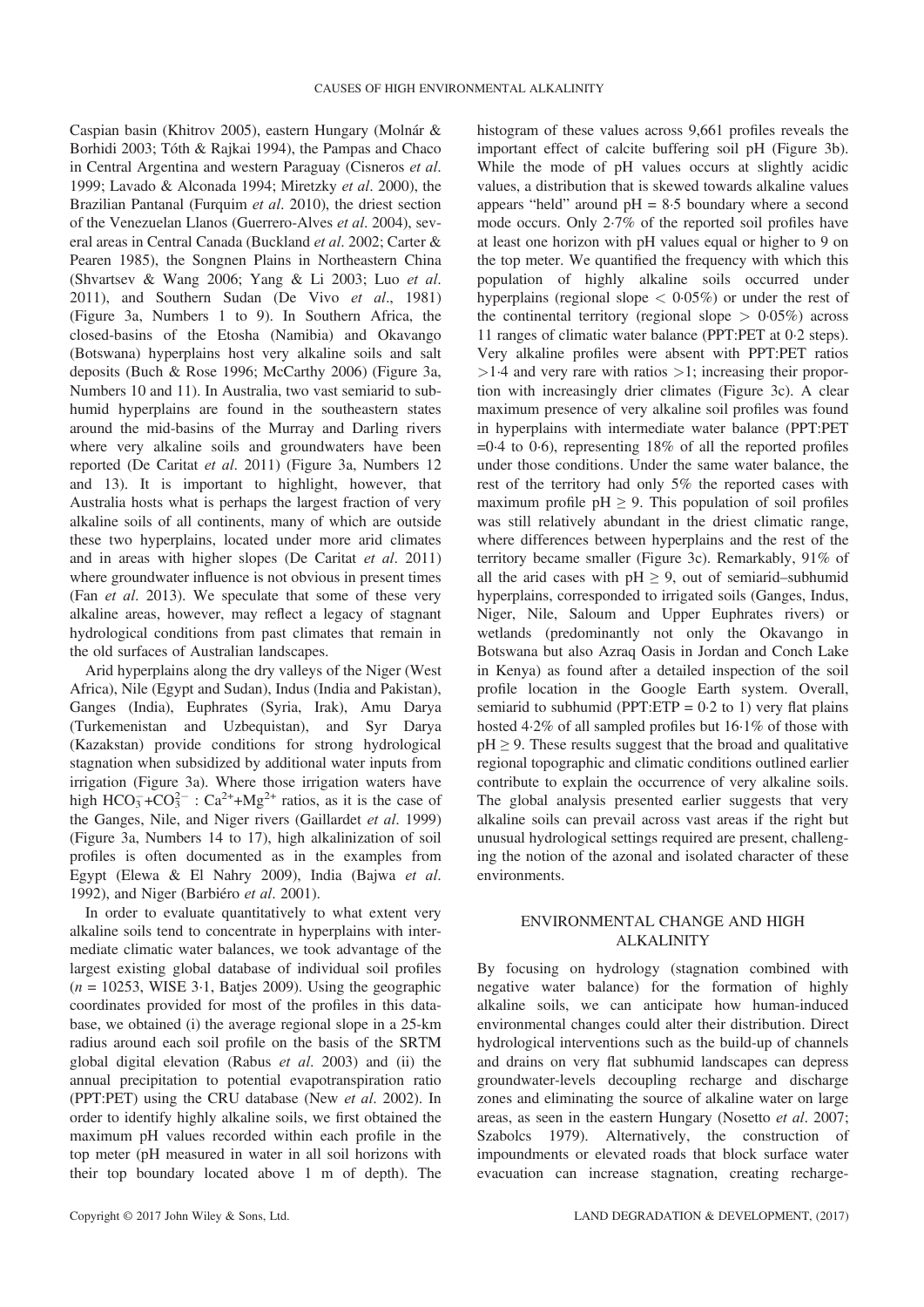Caspian basin (Khitrov 2005), eastern Hungary (Molnár & Borhidi 2003; Tóth & Rajkai 1994), the Pampas and Chaco in Central Argentina and western Paraguay (Cisneros *et al*. 1999; Lavado & Alconada 1994; Miretzky *et al*. 2000), the Brazilian Pantanal (Furquim *et al*. 2010), the driest section of the Venezuelan Llanos (Guerrero-Alves *et al*. 2004), several areas in Central Canada (Buckland *et al*. 2002; Carter & Pearen 1985), the Songnen Plains in Northeastern China (Shvartsev & Wang 2006; Yang & Li 2003; Luo *et al*. 2011), and Southern Sudan (De Vivo *et al*., 1981) (Figure 3a, Numbers 1 to 9). In Southern Africa, the closed-basins of the Etosha (Namibia) and Okavango (Botswana) hyperplains host very alkaline soils and salt deposits (Buch & Rose 1996; McCarthy 2006) (Figure 3a, Numbers 10 and 11). In Australia, two vast semiarid to subhumid hyperplains are found in the southeastern states around the mid-basins of the Murray and Darling rivers where very alkaline soils and groundwaters have been reported (De Caritat *et al*. 2011) (Figure 3a, Numbers 12 and 13). It is important to highlight, however, that Australia hosts what is perhaps the largest fraction of very alkaline soils of all continents, many of which are outside these two hyperplains, located under more arid climates and in areas with higher slopes (De Caritat *et al*. 2011) where groundwater influence is not obvious in present times (Fan *et al*. 2013). We speculate that some of these very alkaline areas, however, may reflect a legacy of stagnant hydrological conditions from past climates that remain in the old surfaces of Australian landscapes.

Arid hyperplains along the dry valleys of the Niger (West Africa), Nile (Egypt and Sudan), Indus (India and Pakistan), Ganges (India), Euphrates (Syria, Irak), Amu Darya (Turkemenistan and Uzbequistan), and Syr Darya (Kazakstan) provide conditions for strong hydrological stagnation when subsidized by additional water inputs from irrigation (Figure 3a). Where those irrigation waters have high $HCO_3^- + CO_3^{2-}$ : $Ca^{2+} + Mg^{2+}$ ratios, as it is the case of the Ganges, Nile, and Niger rivers (Gaillardet *et al*. 1999) (Figure 3a, Numbers 14 to 17), high alkalinization of soil profiles is often documented as in the examples from Egypt (Elewa & El Nahry 2009), India (Bajwa *et al*. 1992), and Niger (Barbiéro *et al*. 2001).

In order to evaluate quantitatively to what extent very alkaline soils tend to concentrate in hyperplains with intermediate climatic water balances, we took advantage of the largest existing global database of individual soil profiles ($n$ = 10253, WISE 3·1, Batjes 2009). Using the geographic coordinates provided for most of the profiles in this database, we obtained (i) the average regional slope in a 25-km radius around each soil profile on the basis of the SRTM global digital elevation (Rabus *et al*. 2003) and (ii) the annual precipitation to potential evapotranspiration ratio (PPT:PET) using the CRU database (New *et al*. 2002). In order to identify highly alkaline soils, we first obtained the maximum pH values recorded within each profile in the top meter (pH measured in water in all soil horizons with their top boundary located above 1 m of depth). The histogram of these values across 9,661 profiles reveals the important effect of calcite buffering soil pH (Figure 3b). While the mode of pH values occurs at slightly acidic values, a distribution that is skewed towards alkaline values appears "held" around pH = 8·5 boundary where a second mode occurs. Only 2·7% of the reported soil profiles have at least one horizon with pH values equal or higher to 9 on the top meter. We quantified the frequency with which this population of highly alkaline soils occurred under hyperplains (regional slope < 0·05%) or under the rest of the continental territory (regional slope > 0·05%) across 11 ranges of climatic water balance (PPT:PET at 0·2 steps). Very alkaline profiles were absent with PPT:PET ratios >1·4 and very rare with ratios >1; increasing their proportion with increasingly drier climates (Figure 3c). A clear maximum presence of very alkaline soil profiles was found in hyperplains with intermediate water balance (PPT:PET =0·4 to 0·6), representing 18% of all the reported profiles under those conditions. Under the same water balance, the rest of the territory had only 5% the reported cases with maximum profile pH ≥ 9. This population of soil profiles was still relatively abundant in the driest climatic range, where differences between hyperplains and the rest of the territory became smaller (Figure 3c). Remarkably, 91% of all the arid cases with pH ≥ 9, out of semiarid–subhumid hyperplains, corresponded to irrigated soils (Ganges, Indus, Niger, Nile, Saloum and Upper Euphrates rivers) or wetlands (predominantly not only the Okavango in Botswana but also Azraq Oasis in Jordan and Conch Lake in Kenya) as found after a detailed inspection of the soil profile location in the Google Earth system. Overall, semiarid to subhumid (PPT:ETP = 0·2 to 1) very flat plains hosted 4·2% of all sampled profiles but 16·1% of those with pH ≥ 9. These results suggest that the broad and qualitative regional topographic and climatic conditions outlined earlier contribute to explain the occurrence of very alkaline soils. The global analysis presented earlier suggests that very alkaline soils can prevail across vast areas if the right but unusual hydrological settings required are present, challenging the notion of the azonal and isolated character of these environments.

## ENVIRONMENTAL CHANGE AND HIGH ALKALINITY

By focusing on hydrology (stagnation combined with negative water balance) for the formation of highly alkaline soils, we can anticipate how human-induced environmental changes could alter their distribution. Direct hydrological interventions such as the build-up of channels and drains on very flat subhumid landscapes can depress groundwater-levels decoupling recharge and discharge zones and eliminating the source of alkaline water on large areas, as seen in the eastern Hungary (Nosetto *et al*. 2007; Szabolcs 1979). Alternatively, the construction of impoundments or elevated roads that block surface water evacuation can increase stagnation, creating recharge-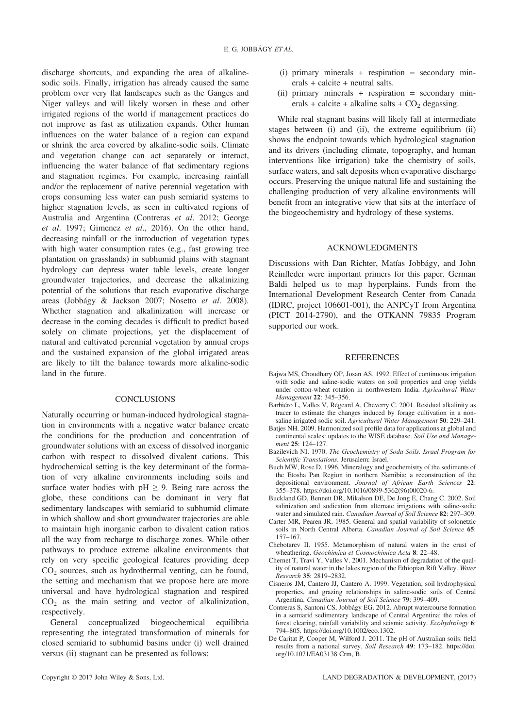discharge shortcuts, and expanding the area of alkaline-sodic soils. Finally, irrigation has already caused the same problem over very flat landscapes such as the Ganges and Niger valleys and will likely worsen in these and other irrigated regions of the world if management practices do not improve as fast as utilization expands. Other human influences on the water balance of a region can expand or shrink the area covered by alkaline-sodic soils. Climate and vegetation change can act separately or interact, influencing the water balance of flat sedimentary regions and stagnation regimes. For example, increasing rainfall and/or the replacement of native perennial vegetation with crops consuming less water can push semiarid systems to higher stagnation levels, as seen in cultivated regions of Australia and Argentina (Contreras *et al*. 2012; George *et al*. 1997; Gimenez *et al*., 2016). On the other hand, decreasing rainfall or the introduction of vegetation types with high water consumption rates (e.g., fast growing tree plantation on grasslands) in subhumid plains with stagnant hydrology can depress water table levels, create longer groundwater trajectories, and decrease the alkalinizing potential of the solutions that reach evaporative discharge areas (Jobbágy & Jackson 2007; Nosetto *et al*. 2008). Whether stagnation and alkalinization will increase or decrease in the coming decades is difficult to predict based solely on climate projections, yet the displacement of natural and cultivated perennial vegetation by annual crops and the sustained expansion of the global irrigated areas are likely to tilt the balance towards more alkaline-sodic land in the future.

## CONCLUSIONS

Naturally occurring or human-induced hydrological stagnation in environments with a negative water balance create the conditions for the production and concentration of groundwater solutions with an excess of dissolved inorganic carbon with respect to dissolved divalent cations. This hydrochemical setting is the key determinant of the formation of very alkaline environments including soils and surface water bodies with pH $\geq$ 9. Being rare across the globe, these conditions can be dominant in very flat sedimentary landscapes with semiarid to subhumid climate in which shallow and short groundwater trajectories are able to maintain high inorganic carbon to divalent cation ratios all the way from recharge to discharge zones. While other pathways to produce extreme alkaline environments that rely on very specific geological features providing deep $CO_2$ sources, such as hydrothermal venting, can be found, the setting and mechanism that we propose here are more universal and have hydrological stagnation and respired $CO_2$ as the main setting and vector of alkalinization, respectively.

General conceptualized biogeochemical equilibria representing the integrated transformation of minerals for closed semiarid to subhumid basins under (i) well drained versus (ii) stagnant can be presented as follows:

(i) primary minerals + respiration = secondary minerals + calcite + neutral salts.

(ii) primary minerals + respiration = secondary minerals + calcite + alkaline salts + $CO_2$ degassing.

While real stagnant basins will likely fall at intermediate stages between (i) and (ii), the extreme equilibrium (ii) shows the endpoint towards which hydrological stagnation and its drivers (including climate, topography, and human interventions like irrigation) take the chemistry of soils, surface waters, and salt deposits when evaporative discharge occurs. Preserving the unique natural life and sustaining the challenging production of very alkaline environments will benefit from an integrative view that sits at the interface of the biogeochemistry and hydrology of these systems.

## ACKNOWLEDGMENTS

Discussions with Dan Richter, Matías Jobbágy, and John Reinfleder were important primers for this paper. German Baldi helped us to map hyperplains. Funds from the International Development Research Center from Canada (IDRC, project 106601-001), the ANPCyT from Argentina (PICT 2014-2790), and the OTKANN 79835 Program supported our work.

## REFERENCES

Bajwa MS, Choudhary OP, Josan AS. 1992. Effect of continuous irrigation with sodic and saline-sodic waters on soil properties and crop yields under cotton-wheat rotation in northwestern India. *Agricultural Water Management* **22**: 345–356.

Barbiéro L, Valles V, Régeard A, Cheverry C. 2001. Residual alkalinity as tracer to estimate the changes induced by forage cultivation in a non-saline irrigated sodic soil. *Agricultural Water Management* **50**: 229–241.

Batjes NH. 2009. Harmonized soil profile data for applications at global and continental scales: updates to the WISE database. *Soil Use and Management* **25**: 124–127.

Bazilevich NI. 1970. *The Geochemistry of Soda Soils. Israel Program for Scientific Translations*. Jerusalem: Israel.

Buch MW, Rose D. 1996. Mineralogy and geochemistry of the sediments of the Etosha Pan Region in northern Namibia: a reconstruction of the depositional environment. *Journal of African Earth Sciences* **22**: 355–378. https://doi.org/10.1016/0899-5362(96)00020-6.

Buckland GD, Bennett DR, Mikalson DE, De Jong E, Chang C. 2002. Soil salinization and sodication from alternate irrigations with saline-sodic water and simulated rain. *Canadian Journal of Soil Science* **82**: 297–309.

Carter MR, Pearen JR. 1985. General and spatial variability of solonetzic soils in North Central Alberta. *Canadian Journal of Soil Science* **65**: 157–167.

Chebotarev II. 1955. Metamorphism of natural waters in the crust of wheathering. *Geochimica et Cosmochimica Acta* **8**: 22–48.

Chernet T, Travi Y, Valles V. 2001. Mechanism of degradation of the quality of natural water in the lakes region of the Ethiopian Rift Valley. *Water Research* **35**: 2819–2832.

Cisneros JM, Cantero JJ, Cantero A. 1999. Vegetation, soil hydrophysical properties, and grazing relationships in saline-sodic soils of Central Argentina. *Canadian Journal of Soil Science* **79**: 399–409.

Contreras S, Santoni CS, Jobbágy EG. 2012. Abrupt watercourse formation in a semiarid sedimentary landscape of Central Argentina: the roles of forest clearing, rainfall variability and seismic activity. *Ecohydrology* **6**: 794–805. https://doi.org/10.1002/eco.1302.

De Caritat P, Cooper M, Wilford J. 2011. The pH of Australian soils: field results from a national survey. *Soil Research* **49**: 173–182. https://doi.org/10.1071/EA03138 Crm, B.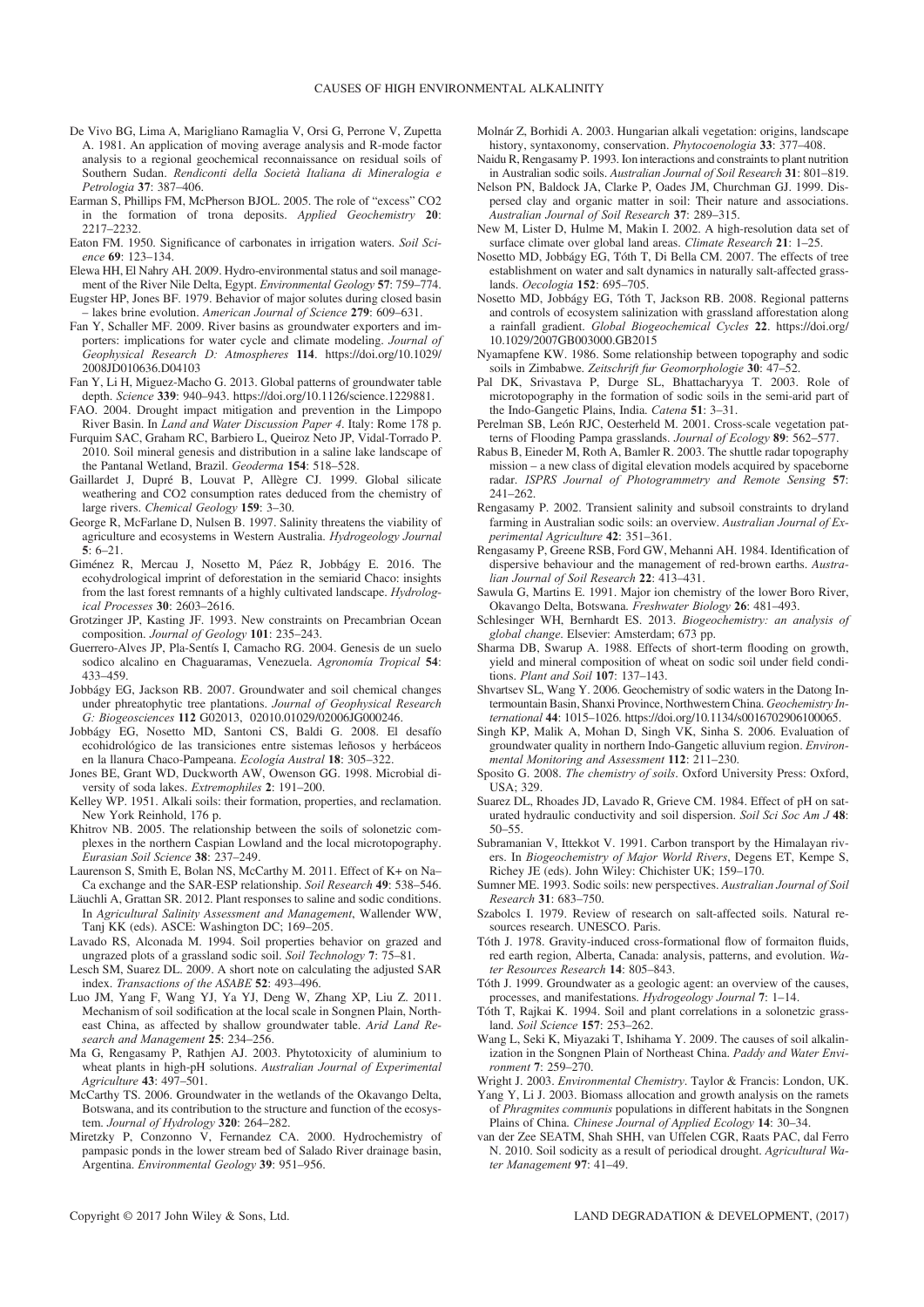De Vivo BG, Lima A, Marigliano Ramaglia V, Orsi G, Perrone V, Zupetta A. 1981. An application of moving average analysis and R-mode factor analysis to a regional geochemical reconnaissance on residual soils of Southern Sudan. *Rendiconti della Società Italiana di Mineralogia e Petrologia* **37**: 387–406.

Earman S, Phillips FM, McPherson BJOL. 2005. The role of "excess" CO2 in the formation of trona deposits. *Applied Geochemistry* **20**: 2217–2232.

Eaton FM. 1950. Significance of carbonates in irrigation waters. *Soil Science* **69**: 123–134.

Elewa HH, El Nahry AH. 2009. Hydro-environmental status and soil management of the River Nile Delta, Egypt. *Environmental Geology* **57**: 759–774.

Eugster HP, Jones BF. 1979. Behavior of major solutes during closed basin – lakes brine evolution. *American Journal of Science* **279**: 609–631.

Fan Y, Schaller MF. 2009. River basins as groundwater exporters and importers: implications for water cycle and climate modeling. *Journal of Geophysical Research D: Atmospheres* **114**. https://doi.org/10.1029/2008JD010636.D04103

Fan Y, Li H, Miguez-Macho G. 2013. Global patterns of groundwater table depth. *Science* **339**: 940–943. https://doi.org/10.1126/science.1229881.

FAO. 2004. Drought impact mitigation and prevention in the Limpopo River Basin. In *Land and Water Discussion Paper 4*. Italy: Rome 178 p.

Furquim SAC, Graham RC, Barbiero L, Queiroz Neto JP, Vidal-Torrado P. 2010. Soil mineral genesis and distribution in a saline lake landscape of the Pantanal Wetland, Brazil. *Geoderma* **154**: 518–528.

Gaillardet J, Dupré B, Louvat P, Allègre CJ. 1999. Global silicate weathering and CO2 consumption rates deduced from the chemistry of large rivers. *Chemical Geology* **159**: 3–30.

George R, McFarlane D, Nulsen B. 1997. Salinity threatens the viability of agriculture and ecosystems in Western Australia. *Hydrogeology Journal* **5**: 6–21.

Giménez R, Mercau J, Nosetto M, Páez R, Jobbágy E. 2016. The ecohydrological imprint of deforestation in the semiarid Chaco: insights from the last forest remnants of a highly cultivated landscape. *Hydrological Processes* **30**: 2603–2616.

Grotzinger JP, Kasting JF. 1993. New constraints on Precambrian Ocean composition. *Journal of Geology* **101**: 235–243.

Guerrero-Alves JP, Pla-Sentís I, Camacho RG. 2004. Genesis de un suelo sodico alcalino en Chaguaramas, Venezuela. *Agronomía Tropical* **54**: 433–459.

Jobbágy EG, Jackson RB. 2007. Groundwater and soil chemical changes under phreatophytic tree plantations. *Journal of Geophysical Research G: Biogeosciences* **112** G02013, 02010.01029/02006JG000246.

Jobbágy EG, Nosetto MD, Santoni CS, Baldi G. 2008. El desafío ecohidrológico de las transiciones entre sistemas leñosos y herbáceos en la llanura Chaco-Pampeana. *Ecología Austral* **18**: 305–322.

Jones BE, Grant WD, Duckworth AW, Owenson GG. 1998. Microbial diversity of soda lakes. *Extremophiles* **2**: 191–200.

Kelley WP. 1951. Alkali soils: their formation, properties, and reclamation. New York Reinhold, 176 p.

Khitrov NB. 2005. The relationship between the soils of solonetzic complexes in the northern Caspian Lowland and the local microtopography. *Eurasian Soil Science* **38**: 237–249.

Laurenson S, Smith E, Bolan NS, McCarthy M. 2011. Effect of K+ on Na–Ca exchange and the SAR-ESP relationship. *Soil Research* **49**: 538–546.

Läuchli A, Grattan SR. 2012. Plant responses to saline and sodic conditions. In *Agricultural Salinity Assessment and Management*, Wallender WW, Tanj KK (eds). ASCE: Washington DC; 169–205.

Lavado RS, Alconada M. 1994. Soil properties behavior on grazed and ungrazed plots of a grassland sodic soil. *Soil Technology* **7**: 75–81.

Lesch SM, Suarez DL. 2009. A short note on calculating the adjusted SAR index. *Transactions of the ASABE* **52**: 493–496.

Luo JM, Yang F, Wang YJ, Ya YJ, Deng W, Zhang XP, Liu Z. 2011. Mechanism of soil sodification at the local scale in Songnen Plain, Northeast China, as affected by shallow groundwater table. *Arid Land Research and Management* **25**: 234–256.

Ma G, Rengasamy P, Rathjen AJ. 2003. Phytotoxicity of aluminium to wheat plants in high-pH solutions. *Australian Journal of Experimental Agriculture* **43**: 497–501.

McCarthy TS. 2006. Groundwater in the wetlands of the Okavango Delta, Botswana, and its contribution to the structure and function of the ecosystem. *Journal of Hydrology* **320**: 264–282.

Miretzky P, Conzonno V, Fernandez CA. 2000. Hydrochemistry of pampasic ponds in the lower stream bed of Salado River drainage basin, Argentina. *Environmental Geology* **39**: 951–956.

Molnár Z, Borhidi A. 2003. Hungarian alkali vegetation: origins, landscape history, syntaxonomy, conservation. *Phytocoenologia* **33**: 377–408.

Naidu R, Rengasamy P. 1993. Ion interactions and constraints to plant nutrition in Australian sodic soils. *Australian Journal of Soil Research* **31**: 801–819.

Nelson PN, Baldock JA, Clarke P, Oades JM, Churchman GJ. 1999. Dispersed clay and organic matter in soil: Their nature and associations. *Australian Journal of Soil Research* **37**: 289–315.

New M, Lister D, Hulme M, Makin I. 2002. A high-resolution data set of surface climate over global land areas. *Climate Research* **21**: 1–25.

Nosetto MD, Jobbágy EG, Tóth T, Di Bella CM. 2007. The effects of tree establishment on water and salt dynamics in naturally salt-affected grasslands. *Oecologia* **152**: 695–705.

Nosetto MD, Jobbágy EG, Tóth T, Jackson RB. 2008. Regional patterns and controls of ecosystem salinization with grassland afforestation along a rainfall gradient. *Global Biogeochemical Cycles* **22**. https://doi.org/10.1029/2007GB003000.GB2015

Nyamapfene KW. 1986. Some relationship between topography and sodic soils in Zimbabwe. *Zeitschrift fur Geomorphologie* **30**: 47–52.

Pal DK, Srivastava P, Durge SL, Bhattacharyya T. 2003. Role of microtopography in the formation of sodic soils in the semi-arid part of the Indo-Gangetic Plains, India. *Catena* **51**: 3–31.

Perelman SB, León RJC, Oesterheld M. 2001. Cross-scale vegetation patterns of Flooding Pampa grasslands. *Journal of Ecology* **89**: 562–577.

Rabus B, Eineder M, Roth A, Bamler R. 2003. The shuttle radar topography mission – a new class of digital elevation models acquired by spaceborne radar. *ISPRS Journal of Photogrammetry and Remote Sensing* **57**: 241–262.

Rengasamy P. 2002. Transient salinity and subsoil constraints to dryland farming in Australian sodic soils: an overview. *Australian Journal of Experimental Agriculture* **42**: 351–361.

Rengasamy P, Greene RSB, Ford GW, Mehanni AH. 1984. Identification of dispersive behaviour and the management of red-brown earths. *Australian Journal of Soil Research* **22**: 413–431.

Sawula G, Martins E. 1991. Major ion chemistry of the lower Boro River, Okavango Delta, Botswana. *Freshwater Biology* **26**: 481–493.

Schlesinger WH, Bernhardt ES. 2013. *Biogeochemistry: an analysis of global change*. Elsevier: Amsterdam; 673 pp.

Sharma DB, Swarup A. 1988. Effects of short-term flooding on growth, yield and mineral composition of wheat on sodic soil under field conditions. *Plant and Soil* **107**: 137–143.

Shvartsev SL, Wang Y. 2006. Geochemistry of sodic waters in the Datong Intermountain Basin, Shanxi Province, Northwestern China. *Geochemistry International* **44**: 1015–1026. https://doi.org/10.1134/s0016702906100065.

Singh KP, Malik A, Mohan D, Singh VK, Sinha S. 2006. Evaluation of groundwater quality in northern Indo-Gangetic alluvium region. *Environmental Monitoring and Assessment* **112**: 211–230.

Sposito G. 2008. *The chemistry of soils*. Oxford University Press: Oxford, USA; 329.

Suarez DL, Rhoades JD, Lavado R, Grieve CM. 1984. Effect of pH on saturated hydraulic conductivity and soil dispersion. *Soil Sci Soc Am J* **48**: 50–55.

Subramanian V, Ittekkot V. 1991. Carbon transport by the Himalayan rivers. In *Biogeochemistry of Major World Rivers*, Degens ET, Kempe S, Richey JE (eds). John Wiley: Chichister UK; 159–170.

Sumner ME. 1993. Sodic soils: new perspectives. *Australian Journal of Soil Research* **31**: 683–750.

Szabolcs I. 1979. Review of research on salt-affected soils. Natural resources research. UNESCO. Paris.

Tóth J. 1978. Gravity-induced cross-formational flow of formaiton fluids, red earth region, Alberta, Canada: analysis, patterns, and evolution. *Water Resources Research* **14**: 805–843.

Tóth J. 1999. Groundwater as a geologic agent: an overview of the causes, processes, and manifestations. *Hydrogeology Journal* **7**: 1–14.

Tóth T, Rajkai K. 1994. Soil and plant correlations in a solonetzic grassland. *Soil Science* **157**: 253–262.

Wang L, Seki K, Miyazaki T, Ishihama Y. 2009. The causes of soil alkalinization in the Songnen Plain of Northeast China. *Paddy and Water Environment* **7**: 259–270.

Wright J. 2003. *Environmental Chemistry*. Taylor & Francis: London, UK.

Yang Y, Li J. 2003. Biomass allocation and growth analysis on the ramets of *Phragmites communis* populations in different habitats in the Songnen Plains of China. *Chinese Journal of Applied Ecology* **14**: 30–34.

van der Zee SEATM, Shah SHH, van Uffelen CGR, Raats PAC, dal Ferro N. 2010. Soil sodicity as a result of periodical drought. *Agricultural Water Management* **97**: 41–49.